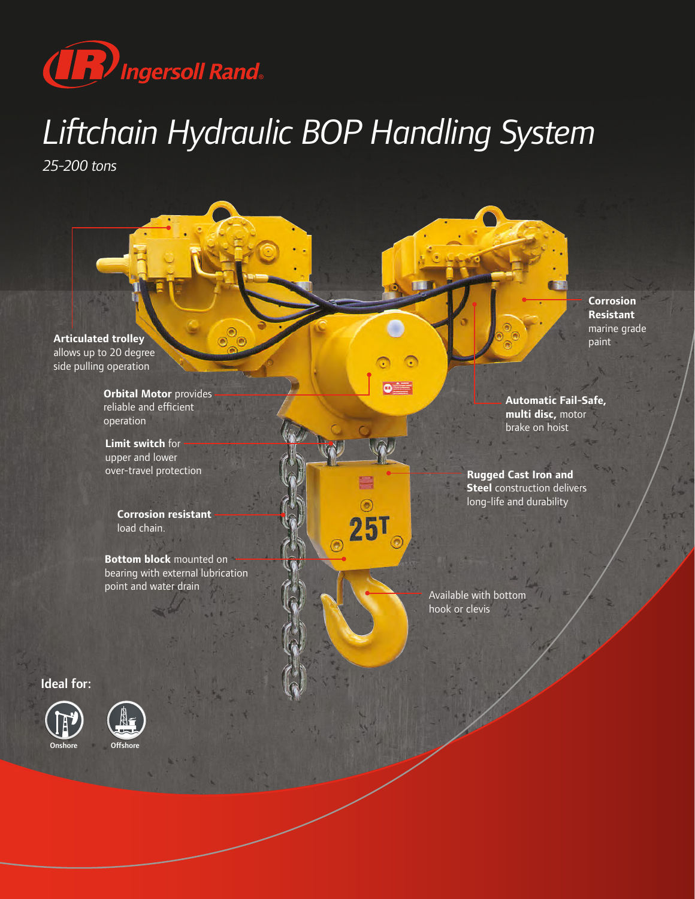Ingersoll Rand

# Liftchain Hydraulic BOP Handling System

*25-200 tons*

**Articulated trolley** allows up to 20 degree side pulling operation

**Orbital Motor** provides reliable and efficient operation

**Limit switch** for upper and lower over-travel protection

**Corrosion resistant** load chain.

**Bottom block** mounted on bearing with external lubrication point and water drain

**Corrosion Resistant** marine grade paint

**Automatic Fail-Safe, multi disc,** motor brake on hoist

**Rugged Cast Iron and Steel** construction delivers long-life and durability

Available with bottom hook or clevis

25T

**Ideal for:**

Onshore

Offshore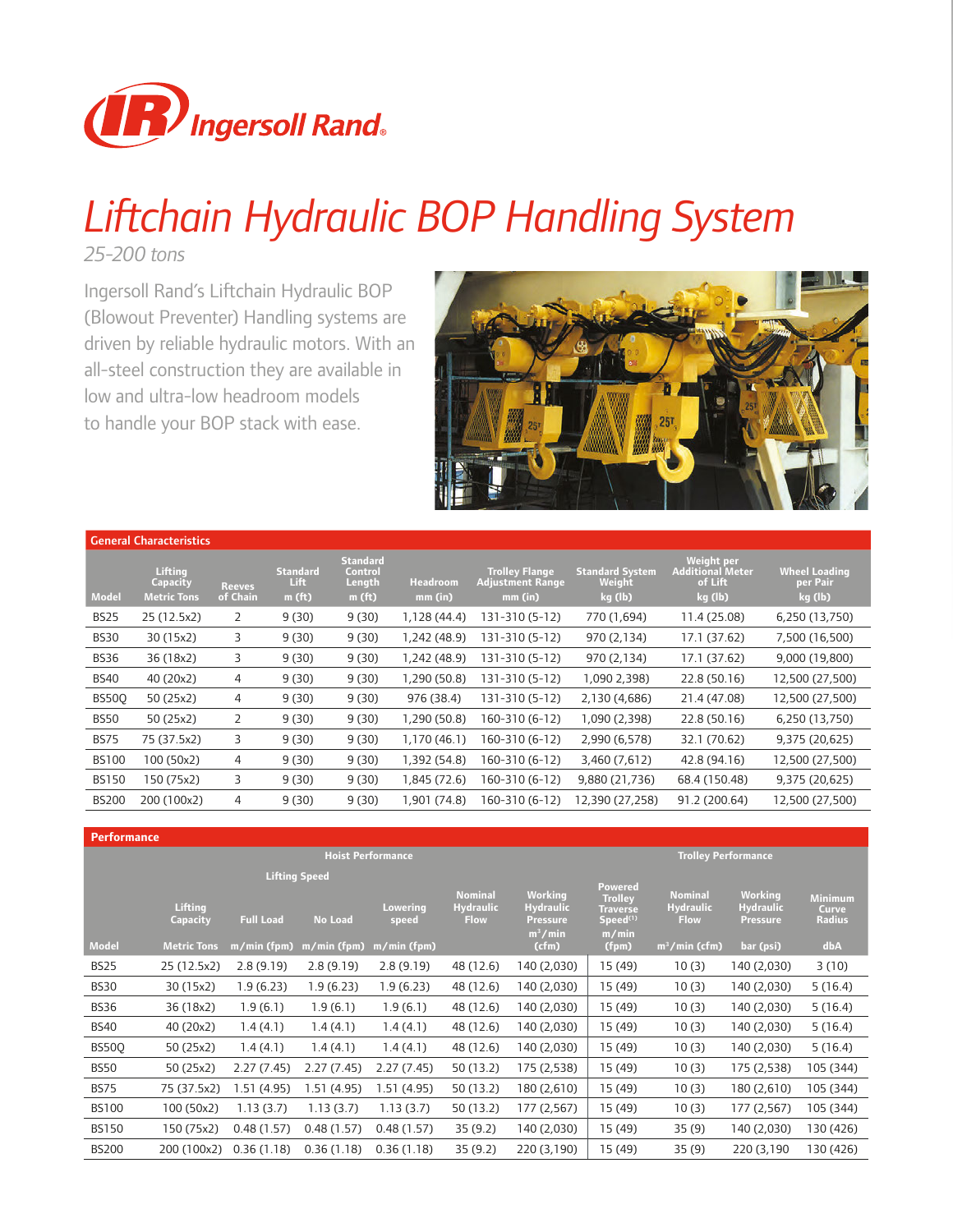Ingersoll Rand

# Liftchain Hydraulic BOP Handling System

*25-200 tons*

Ingersoll Rand's Liftchain Hydraulic BOP (Blowout Preventer) Handling systems are driven by reliable hydraulic motors. With an all-steel construction they are available in low and ultra-low headroom models to handle your BOP stack with ease.

## General Characteristics

| Model | Lifting Capacity Metric Tons | Reeves of Chain | Standard Lift m (ft) | Standard Control Length m (ft) | Headroom mm (in) | Trolley Flange Adjustment Range mm (in) | Standard System Weight kg (lb) | Weight per Additional Meter of Lift kg (lb) | Wheel Loading per Pair kg (lb) |
|---|---|---|---|---|---|---|---|---|---|
| BS25 | 25 (12.5x2) | 2 | 9 (30) | 9 (30) | 1,128 (44.4) | 131-310 (5-12) | 770 (1,694) | 11.4 (25.08) | 6,250 (13,750) |
| BS30 | 30 (15x2) | 3 | 9 (30) | 9 (30) | 1,242 (48.9) | 131-310 (5-12) | 970 (2,134) | 17.1 (37.62) | 7,500 (16,500) |
| BS36 | 36 (18x2) | 3 | 9 (30) | 9 (30) | 1,242 (48.9) | 131-310 (5-12) | 970 (2,134) | 17.1 (37.62) | 9,000 (19,800) |
| BS40 | 40 (20x2) | 4 | 9 (30) | 9 (30) | 1,290 (50.8) | 131-310 (5-12) | 1,090 2,398) | 22.8 (50.16) | 12,500 (27,500) |
| BS50Q | 50 (25x2) | 4 | 9 (30) | 9 (30) | 976 (38.4) | 131-310 (5-12) | 2,130 (4,686) | 21.4 (47.08) | 12,500 (27,500) |
| BS50 | 50 (25x2) | 2 | 9 (30) | 9 (30) | 1,290 (50.8) | 160-310 (6-12) | 1,090 (2,398) | 22.8 (50.16) | 6,250 (13,750) |
| BS75 | 75 (37.5x2) | 3 | 9 (30) | 9 (30) | 1,170 (46.1) | 160-310 (6-12) | 2,990 (6,578) | 32.1 (70.62) | 9,375 (20,625) |
| BS100 | 100 (50x2) | 4 | 9 (30) | 9 (30) | 1,392 (54.8) | 160-310 (6-12) | 3,460 (7,612) | 42.8 (94.16) | 12,500 (27,500) |
| BS150 | 150 (75x2) | 3 | 9 (30) | 9 (30) | 1,845 (72.6) | 160-310 (6-12) | 9,880 (21,736) | 68.4 (150.48) | 9,375 (20,625) |
| BS200 | 200 (100x2) | 4 | 9 (30) | 9 (30) | 1,901 (74.8) | 160-310 (6-12) | 12,390 (27,258) | 91.2 (200.64) | 12,500 (27,500) |

## Performance

| | | Hoist Performance | | | | | Trolley Performance | | | |
|---|---|---|---|---|---|---|---|---|---|---|
| | | Lifting Speed | | | | | | | | |
| Model | Lifting Capacity Metric Tons | Full Load m/min (fpm) | No Load m/min (fpm) | Lowering speed m/min (fpm) | Nominal Hydraulic Flow m³/min (cfm) | Working Hydraulic Pressure | Powered Trolley Traverse Speed(1) m/min (fpm) | Nominal Hydraulic Flow m³/min (cfm) | Working Hydraulic Pressure bar (psi) | Minimum Curve Radius dbA |
| BS25 | 25 (12.5x2) | 2.8 (9.19) | 2.8 (9.19) | 2.8 (9.19) | 48 (12.6) | 140 (2,030) | 15 (49) | 10 (3) | 140 (2,030) | 3 (10) |
| BS30 | 30 (15x2) | 1.9 (6.23) | 1.9 (6.23) | 1.9 (6.23) | 48 (12.6) | 140 (2,030) | 15 (49) | 10 (3) | 140 (2,030) | 5 (16.4) |
| BS36 | 36 (18x2) | 1.9 (6.1) | 1.9 (6.1) | 1.9 (6.1) | 48 (12.6) | 140 (2,030) | 15 (49) | 10 (3) | 140 (2,030) | 5 (16.4) |
| BS40 | 40 (20x2) | 1.4 (4.1) | 1.4 (4.1) | 1.4 (4.1) | 48 (12.6) | 140 (2,030) | 15 (49) | 10 (3) | 140 (2,030) | 5 (16.4) |
| BS50Q | 50 (25x2) | 1.4 (4.1) | 1.4 (4.1) | 1.4 (4.1) | 48 (12.6) | 140 (2,030) | 15 (49) | 10 (3) | 140 (2,030) | 5 (16.4) |
| BS50 | 50 (25x2) | 2.27 (7.45) | 2.27 (7.45) | 2.27 (7.45) | 50 (13.2) | 175 (2,538) | 15 (49) | 10 (3) | 175 (2,538) | 105 (344) |
| BS75 | 75 (37.5x2) | 1.51 (4.95) | 1.51 (4.95) | 1.51 (4.95) | 50 (13.2) | 180 (2,610) | 15 (49) | 10 (3) | 180 (2,610) | 105 (344) |
| BS100 | 100 (50x2) | 1.13 (3.7) | 1.13 (3.7) | 1.13 (3.7) | 50 (13.2) | 177 (2,567) | 15 (49) | 10 (3) | 177 (2,567) | 105 (344) |
| BS150 | 150 (75x2) | 0.48 (1.57) | 0.48 (1.57) | 0.48 (1.57) | 35 (9.2) | 140 (2,030) | 15 (49) | 35 (9) | 140 (2,030) | 130 (426) |
| BS200 | 200 (100x2) | 0.36 (1.18) | 0.36 (1.18) | 0.36 (1.18) | 35 (9.2) | 220 (3,190) | 15 (49) | 35 (9) | 220 (3,190 | 130 (426) |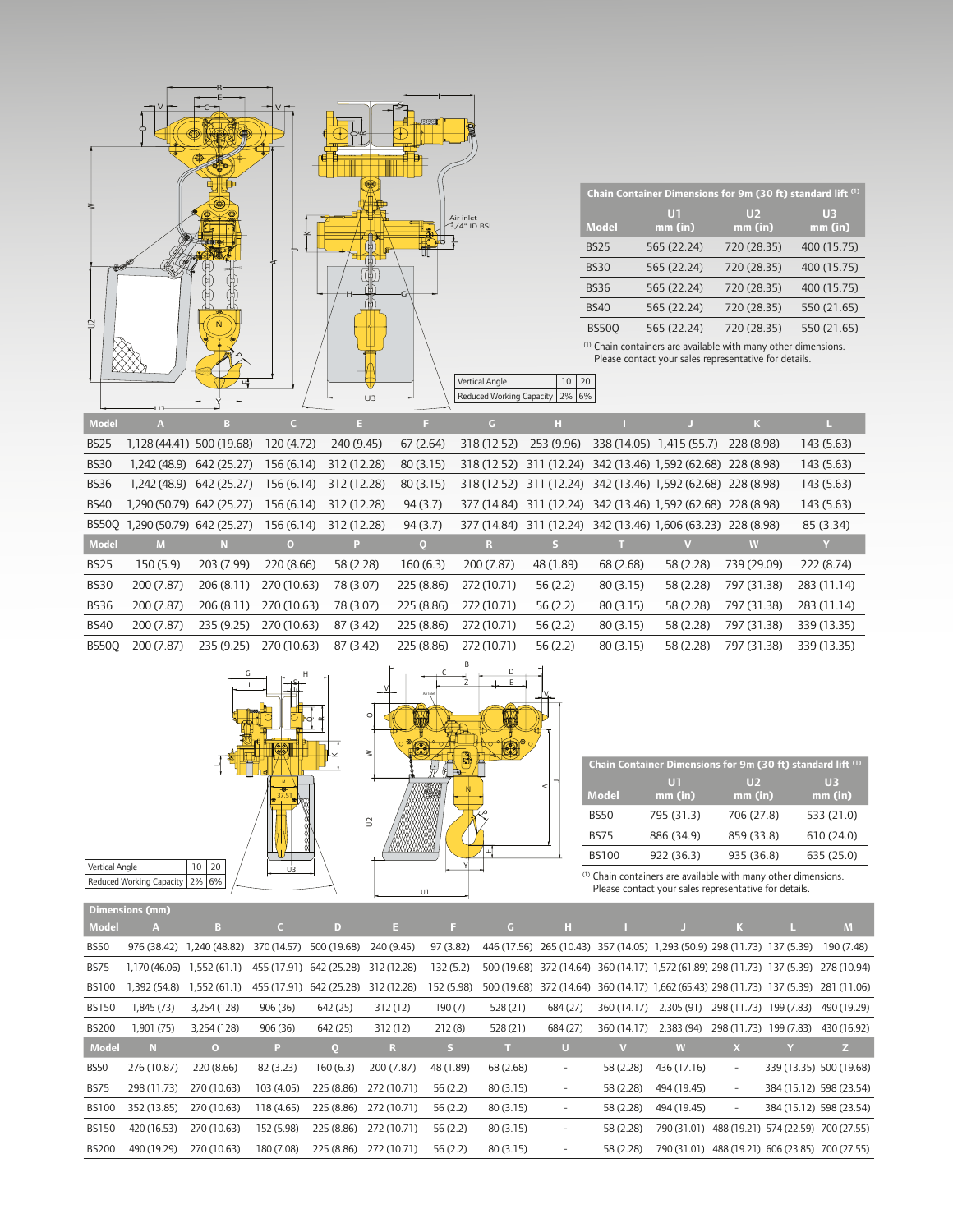| Chain Container Dimensions for 9m (30 ft) standard lift [1] | | | |
|---|---|---|---|
| Model | U1 mm (in) | U2 mm (in) | U3 mm (in) |
| BS25 | 565 (22.24) | 720 (28.35) | 400 (15.75) |
| BS30 | 565 (22.24) | 720 (28.35) | 400 (15.75) |
| BS36 | 565 (22.24) | 720 (28.35) | 400 (15.75) |
| BS40 | 565 (22.24) | 720 (28.35) | 550 (21.65) |
| BS50Q | 565 (22.24) | 720 (28.35) | 550 (21.65) |

[1] Chain containers are available with many other dimensions. Please contact your sales representative for details.

| Vertical Angle | 10 | 20 |
|---|---|---|
| Reduced Working Capacity | 2% | 6% |

| Model | A | B | C | E | F | G | H | I | J | K | L |
|---|---|---|---|---|---|---|---|---|---|---|---|
| BS25 | 1,128 (44.41) | 500 (19.68) | 120 (4.72) | 240 (9.45) | 67 (2.64) | 318 (12.52) | 253 (9.96) | 338 (14.05) | 1,415 (55.7) | 228 (8.98) | 143 (5.63) |
| BS30 | 1,242 (48.9) | 642 (25.27) | 156 (6.14) | 312 (12.28) | 80 (3.15) | 318 (12.52) | 311 (12.24) | 342 (13.46) | 1,592 (62.68) | 228 (8.98) | 143 (5.63) |
| BS36 | 1,242 (48.9) | 642 (25.27) | 156 (6.14) | 312 (12.28) | 80 (3.15) | 318 (12.52) | 311 (12.24) | 342 (13.46) | 1,592 (62.68) | 228 (8.98) | 143 (5.63) |
| BS40 | 1,290 (50.79) | 642 (25.27) | 156 (6.14) | 312 (12.28) | 94 (3.7) | 377 (14.84) | 311 (12.24) | 342 (13.46) | 1,592 (62.68) | 228 (8.98) | 143 (5.63) |
| BS50Q | 1,290 (50.79) | 642 (25.27) | 156 (6.14) | 312 (12.28) | 94 (3.7) | 377 (14.84) | 311 (12.24) | 342 (13.46) | 1,606 (63.23) | 228 (8.98) | 85 (3.34) |

| Model | M | N | O | P | Q | R | S | T | V | W | Y |
|---|---|---|---|---|---|---|---|---|---|---|---|
| BS25 | 150 (5.9) | 203 (7.99) | 220 (8.66) | 58 (2.28) | 160 (6.3) | 200 (7.87) | 48 (1.89) | 68 (2.68) | 58 (2.28) | 739 (29.09) | 222 (8.74) |
| BS30 | 200 (7.87) | 206 (8.11) | 270 (10.63) | 78 (3.07) | 225 (8.86) | 272 (10.71) | 56 (2.2) | 80 (3.15) | 58 (2.28) | 797 (31.38) | 283 (11.14) |
| BS36 | 200 (7.87) | 206 (8.11) | 270 (10.63) | 78 (3.07) | 225 (8.86) | 272 (10.71) | 56 (2.2) | 80 (3.15) | 58 (2.28) | 797 (31.38) | 283 (11.14) |
| BS40 | 200 (7.87) | 235 (9.25) | 270 (10.63) | 87 (3.42) | 225 (8.86) | 272 (10.71) | 56 (2.2) | 80 (3.15) | 58 (2.28) | 797 (31.38) | 339 (13.35) |
| BS50Q | 200 (7.87) | 235 (9.25) | 270 (10.63) | 87 (3.42) | 225 (8.86) | 272 (10.71) | 56 (2.2) | 80 (3.15) | 58 (2.28) | 797 (31.38) | 339 (13.35) |

| Vertical Angle | 10 | 20 |
|---|---|---|
| Reduced Working Capacity | 2% | 6% |

| Chain Container Dimensions for 9m (30 ft) standard lift [1] | | | |
|---|---|---|---|
| Model | U1 mm (in) | U2 mm (in) | U3 mm (in) |
| BS50 | 795 (31.3) | 706 (27.8) | 533 (21.0) |
| BS75 | 886 (34.9) | 859 (33.8) | 610 (24.0) |
| BS100 | 922 (36.3) | 935 (36.8) | 635 (25.0) |

[1] Chain containers are available with many other dimensions. Please contact your sales representative for details.

**Dimensions (mm)**

| Model | A | B | C | D | E | F | G | H | I | J | K | L | M |
|---|---|---|---|---|---|---|---|---|---|---|---|---|---|
| BS50 | 976 (38.42) | 1,240 (48.82) | 370 (14.57) | 500 (19.68) | 240 (9.45) | 97 (3.82) | 446 (17.56) | 265 (10.43) | 357 (14.05) | 1,293 (50.9) | 298 (11.73) | 137 (5.39) | 190 (7.48) |
| BS75 | 1,170 (46.06) | 1,552 (61.1) | 455 (17.91) | 642 (25.28) | 312 (12.28) | 132 (5.2) | 500 (19.68) | 372 (14.64) | 360 (14.17) | 1,572 (61.89) | 298 (11.73) | 137 (5.39) | 278 (10.94) |
| BS100 | 1,392 (54.8) | 1,552 (61.1) | 455 (17.91) | 642 (25.28) | 312 (12.28) | 152 (5.98) | 500 (19.68) | 372 (14.64) | 360 (14.17) | 1,662 (65.43) | 298 (11.73) | 137 (5.39) | 281 (11.06) |
| BS150 | 1,845 (73) | 3,254 (128) | 906 (36) | 642 (25) | 312 (12) | 190 (7) | 528 (21) | 684 (27) | 360 (14.17) | 2,305 (91) | 298 (11.73) | 199 (7.83) | 490 (19.29) |
| BS200 | 1,901 (75) | 3,254 (128) | 906 (36) | 642 (25) | 312 (12) | 212 (8) | 528 (21) | 684 (27) | 360 (14.17) | 2,383 (94) | 298 (11.73) | 199 (7.83) | 430 (16.92) |

| Model | N | O | P | Q | R | S | T | U | V | W | X | Y | Z |
|---|---|---|---|---|---|---|---|---|---|---|---|---|---|
| BS50 | 276 (10.87) | 220 (8.66) | 82 (3.23) | 160 (6.3) | 200 (7.87) | 48 (1.89) | 68 (2.68) | - | 58 (2.28) | 436 (17.16) | - | 339 (13.35) | 500 (19.68) |
| BS75 | 298 (11.73) | 270 (10.63) | 103 (4.05) | 225 (8.86) | 272 (10.71) | 56 (2.2) | 80 (3.15) | - | 58 (2.28) | 494 (19.45) | - | 384 (15.12) | 598 (23.54) |
| BS100 | 352 (13.85) | 270 (10.63) | 118 (4.65) | 225 (8.86) | 272 (10.71) | 56 (2.2) | 80 (3.15) | - | 58 (2.28) | 494 (19.45) | - | 384 (15.12) | 598 (23.54) |
| BS150 | 420 (16.53) | 270 (10.63) | 152 (5.98) | 225 (8.86) | 272 (10.71) | 56 (2.2) | 80 (3.15) | - | 58 (2.28) | 790 (31.01) | 488 (19.21) | 574 (22.59) | 700 (27.55) |
| BS200 | 490 (19.29) | 270 (10.63) | 180 (7.08) | 225 (8.86) | 272 (10.71) | 56 (2.2) | 80 (3.15) | - | 58 (2.28) | 790 (31.01) | 488 (19.21) | 606 (23.85) | 700 (27.55) |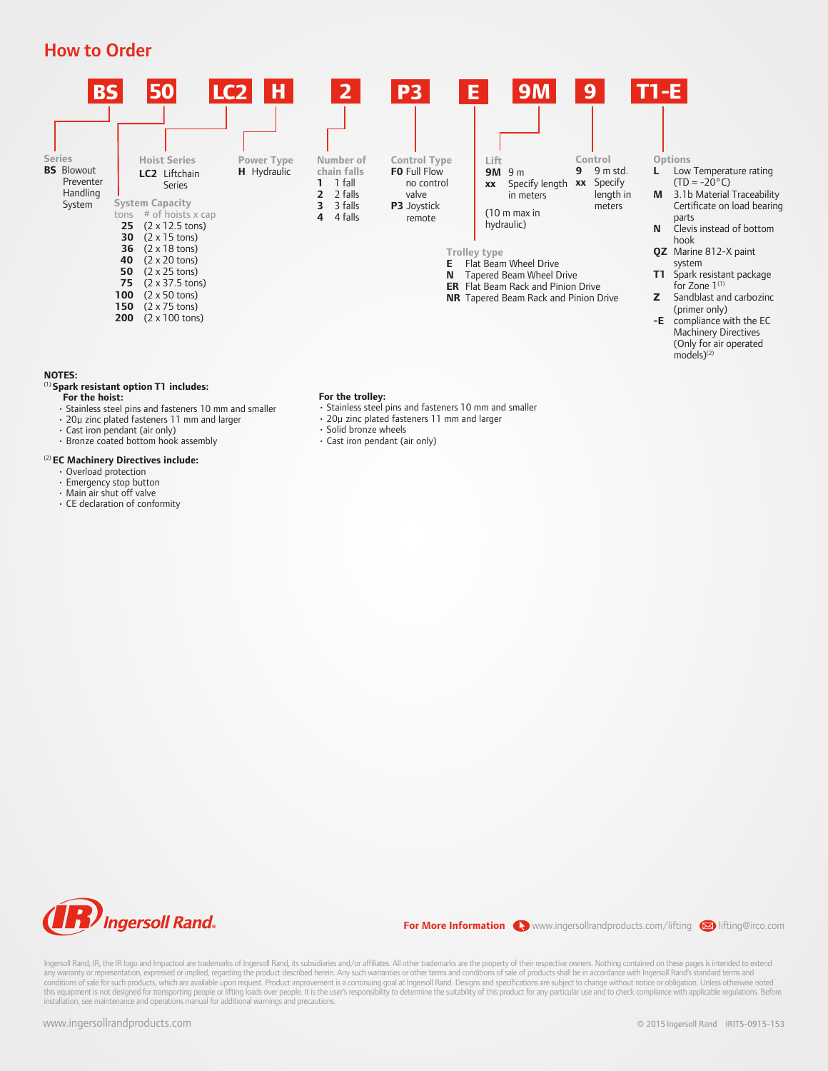## How to Order

**BS 50 LC2 H 2 P3 E 9M 9 T1-E**

**Series**
- **BS** Blowout Preventer Handling System

**Hoist Series**
- **LC2** Liftchain Series

**System Capacity**

| tons | # of hoists x cap |
|---|---|
| **25** | (2 x 12.5 tons) |
| **30** | (2 x 15 tons) |
| **36** | (2 x 18 tons) |
| **40** | (2 x 20 tons) |
| **50** | (2 x 25 tons) |
| **75** | (2 x 37.5 tons) |
| **100** | (2 x 50 tons) |
| **150** | (2 x 75 tons) |
| **200** | (2 x 100 tons) |

**Power Type**
- **H** Hydraulic

**Number of chain falls**
- **1** 1 fall
- **2** 2 falls
- **3** 3 falls
- **4** 4 falls

**Control Type**
- **F0** Full Flow no control valve
- **P3** Joystick remote

**Trolley type**
- **E** Flat Beam Wheel Drive
- **N** Tapered Beam Wheel Drive
- **ER** Flat Beam Rack and Pinion Drive
- **NR** Tapered Beam Rack and Pinion Drive

**Lift**
- **9M** 9 m
- **xx** Specify length in meters

(10 m max in hydraulic)

**Control**
- **9** 9 m std.
- **xx** Specify length in meters

**Options**
- **L** Low Temperature rating (TD = -20°C)
- **M** 3.1b Material Traceability Certificate on load bearing parts
- **N** Clevis instead of bottom hook
- **QZ** Marine 812-X paint system
- **T1** Spark resistant package for Zone 1[1]
- **Z** Sandblast and carbozinc (primer only)
- **-E** compliance with the EC Machinery Directives (Only for air operated models)[2]

**NOTES:**

[1] **Spark resistant option T1 includes:**

**For the hoist:**
- Stainless steel pins and fasteners 10 mm and smaller
- 20µ zinc plated fasteners 11 mm and larger
- Cast iron pendant (air only)
- Bronze coated bottom hook assembly

**For the trolley:**
- Stainless steel pins and fasteners 10 mm and smaller
- 20µ zinc plated fasteners 11 mm and larger
- Solid bronze wheels
- Cast iron pendant (air only)

[2] **EC Machinery Directives include:**
- Overload protection
- Emergency stop button
- Main air shut off valve
- CE declaration of conformity

Ingersoll Rand

**For More Information** www.ingersollrandproducts.com/lifting lifting@irco.com

Ingersoll Rand, IR, the IR logo and Impactool are trademarks of Ingersoll Rand, its subsidiaries and/or affiliates. All other trademarks are the property of their respective owners. Nothing contained on these pages is intended to extend any warranty or representation, expressed or implied, regarding the product described herein. Any such warranties or other terms and conditions of sale of products shall be in accordance with Ingersoll Rand's standard terms and conditions of sale for such products, which are available upon request. Product improvement is a continuing goal at Ingersoll Rand. Designs and specifications are subject to change without notice or obligation. Unless otherwise noted this equipment is not designed for transporting people or lifting loads over people. It is the user's responsibility to determine the suitability of this product for any particular use and to check compliance with applicable regulations. Before installation, see maintenance and operations manual for additional warnings and precautions.

www.ingersollrandproducts.com

© 2015 Ingersoll Rand IRITS-0915-153